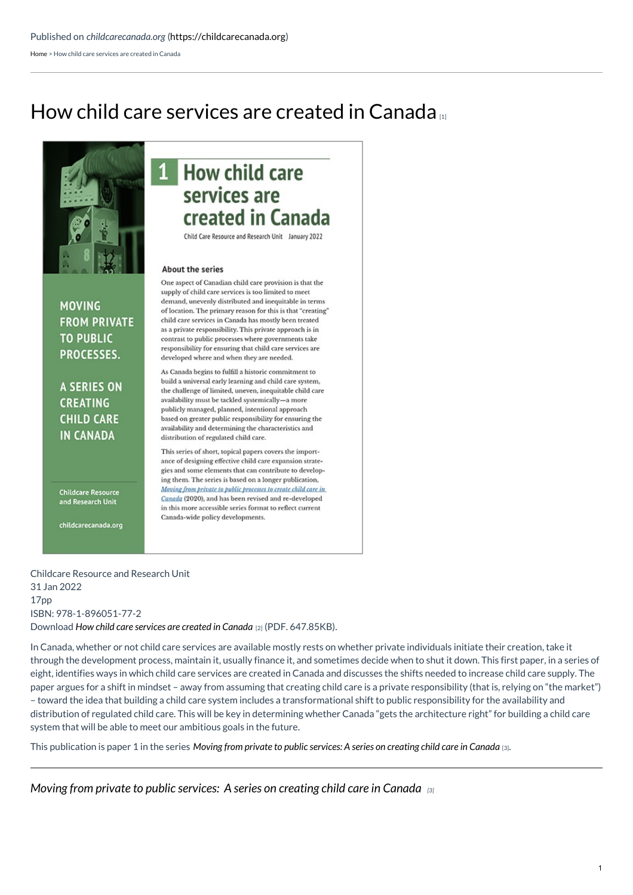Published on *childcarecanada.org* (https://childcarecanada.org)

Home > How child care services are created in Canada

# How child care services are created in Canada [1]

# 1 How child care services are created in Canada

Child Care Resource and Research Unit January 2022

MOVING FROM PRIVATE TO PUBLIC PROCESSES.

A SERIES ON CREATING CHILD CARE IN CANADA

Childcare Resource and Research Unit

childcarecanada.org

### About the series

One aspect of Canadian child care provision is that the supply of child care services is too limited to meet demand, unevenly distributed and inequitable in terms of location. The primary reason for this is that "creating" child care services in Canada has mostly been treated as a private responsibility. This private approach is in contrast to public processes where governments take responsibility for ensuring that child care services are developed where and when they are needed.

As Canada begins to fulfill a historic commitment to build a universal early learning and child care system, the challenge of limited, uneven, inequitable child care availability must be tackled systemically—a more publicly managed, planned, intentional approach based on greater public responsibility for ensuring the availability and determining the characteristics and distribution of regulated child care.

This series of short, topical papers covers the importance of designing effective child care expansion strategies and some elements that can contribute to developing them. The series is based on a longer publication, *Moving from private to public processes to create child care in Canada* (2020), and has been revised and re-developed in this more accessible series format to reflect current Canada-wide policy developments.

Childcare Resource and Research Unit
31 Jan 2022
17pp
ISBN: 978-1-896051-77-2
Download *How child care services are created in Canada* [2] (PDF. 647.85KB).

In Canada, whether or not child care services are available mostly rests on whether private individuals initiate their creation, take it through the development process, maintain it, usually finance it, and sometimes decide when to shut it down. This first paper, in a series of eight, identifies ways in which child care services are created in Canada and discusses the shifts needed to increase child care supply. The paper argues for a shift in mindset – away from assuming that creating child care is a private responsibility (that is, relying on "the market") – toward the idea that building a child care system includes a transformational shift to public responsibility for the availability and distribution of regulated child care. This will be key in determining whether Canada "gets the architecture right" for building a child care system that will be able to meet our ambitious goals in the future.

This publication is paper 1 in the series *Moving from private to public services: A series on creating child care in Canada* [3].

---

*Moving from private to public services: A series on creating child care in Canada* [3]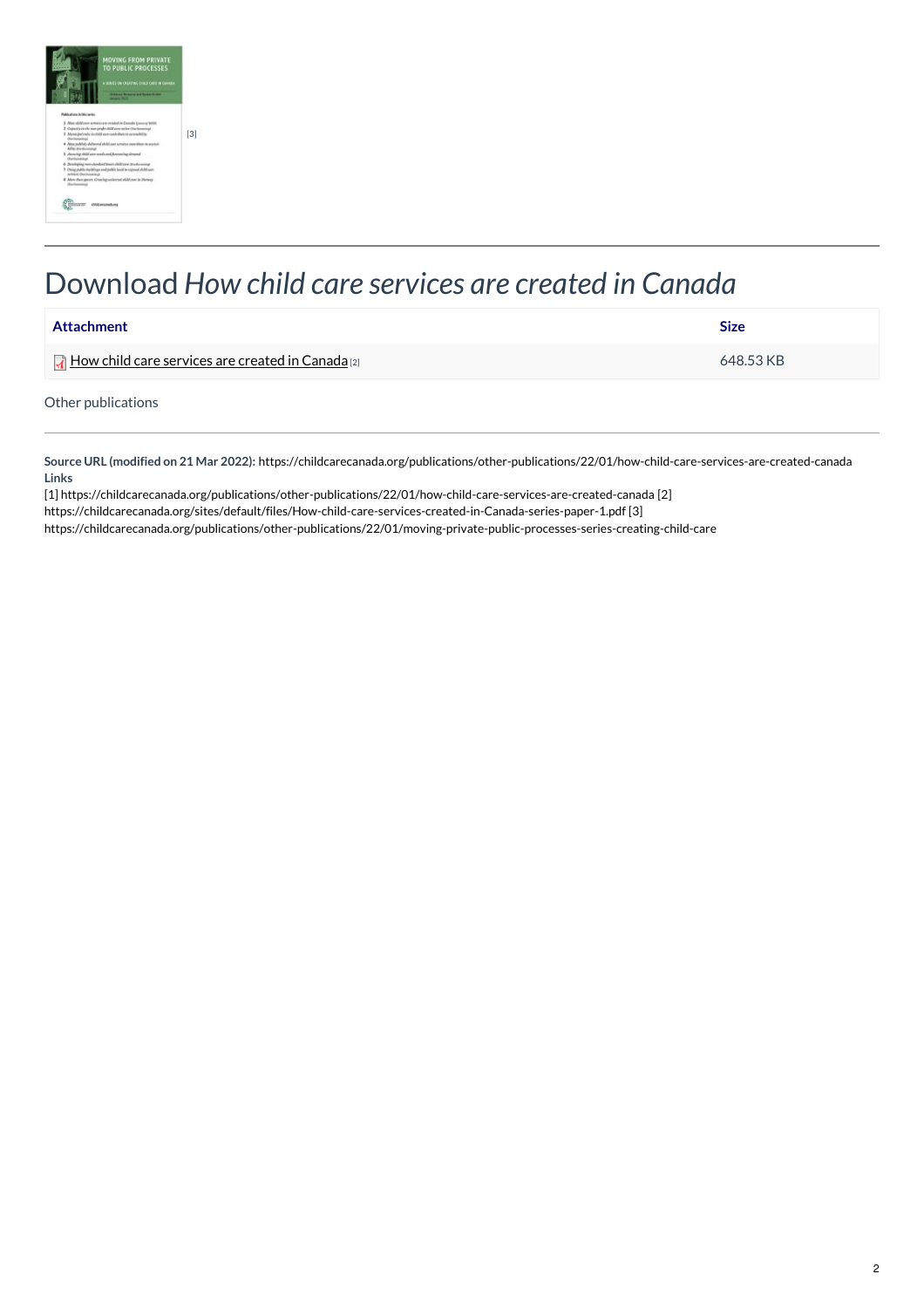[3]

# Download *How child care services are created in Canada*

| Attachment | Size |
| --- | --- |
| How child care services are created in Canada [2] | 648.53 KB |

Other publications

**Source URL (modified on 21 Mar 2022):** https://childcarecanada.org/publications/other-publications/22/01/how-child-care-services-are-created-canada

**Links**

[1] https://childcarecanada.org/publications/other-publications/22/01/how-child-care-services-are-created-canada [2] https://childcarecanada.org/sites/default/files/How-child-care-services-created-in-Canada-series-paper-1.pdf [3] https://childcarecanada.org/publications/other-publications/22/01/moving-private-public-processes-series-creating-child-care